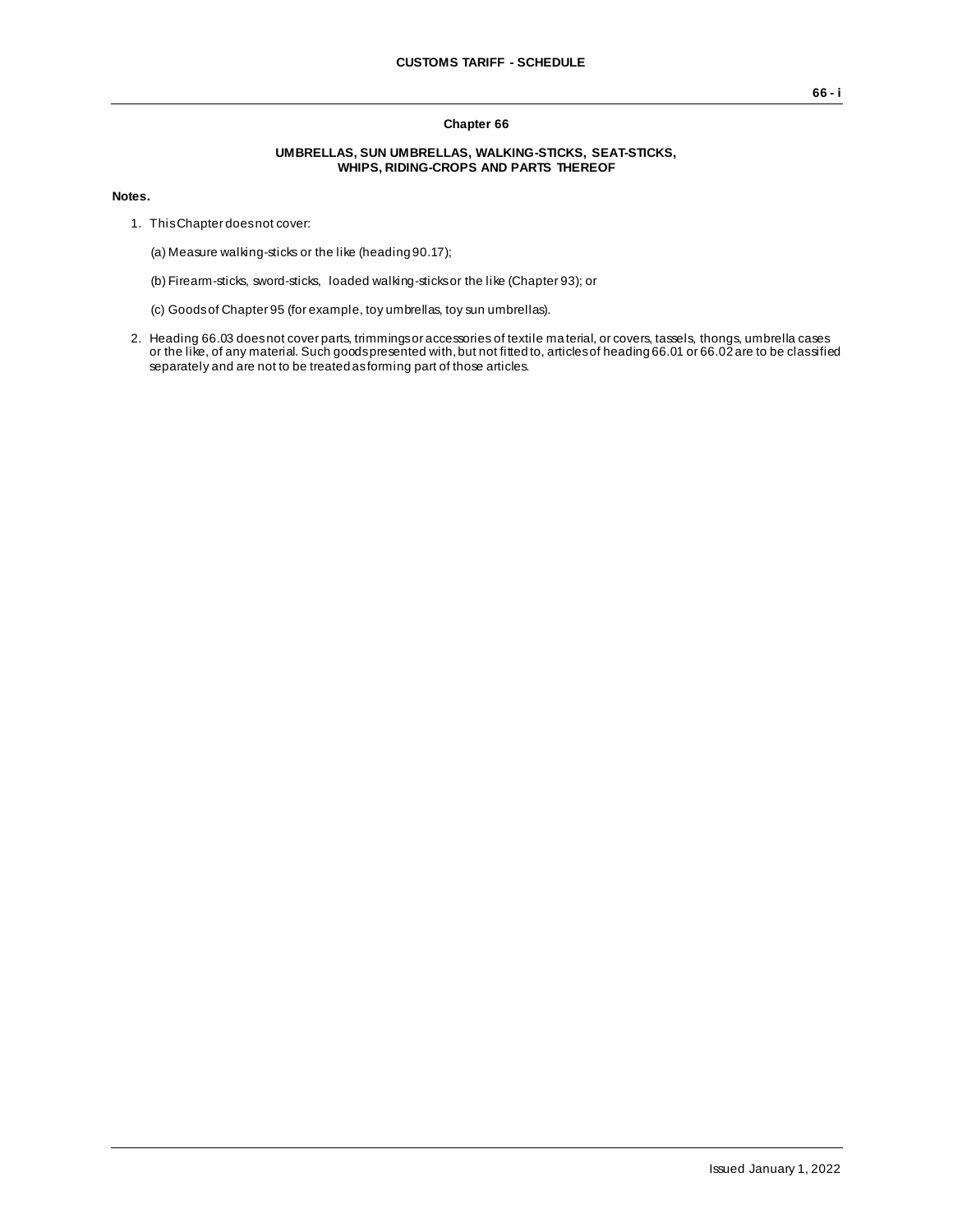## Chapter 66

### UMBRELLAS, SUN UMBRELLAS, WALKING-STICKS, SEAT-STICKS, WHIPS, RIDING-CROPS AND PARTS THEREOF

**Notes.**

1. This Chapter does not cover:

   (a) Measure walking-sticks or the like (heading 90.17);

   (b) Firearm-sticks, sword-sticks, loaded walking-sticks or the like (Chapter 93); or

   (c) Goods of Chapter 95 (for example, toy umbrellas, toy sun umbrellas).

2. Heading 66.03 does not cover parts, trimmings or accessories of textile material, or covers, tassels, thongs, umbrella cases or the like, of any material. Such goods presented with, but not fitted to, articles of heading 66.01 or 66.02 are to be classified separately and are not to be treated as forming part of those articles.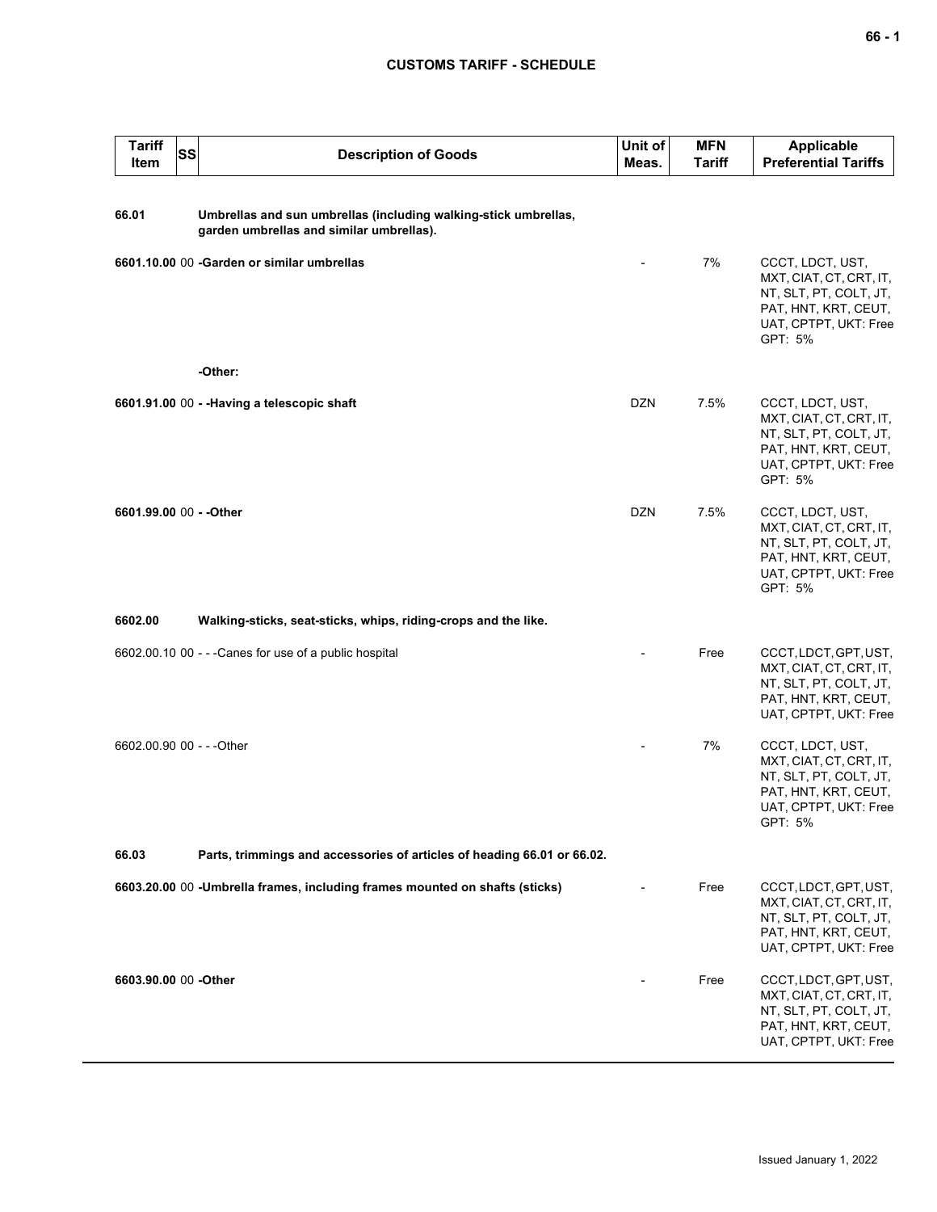| Tariff Item | SS | Description of Goods | Unit of Meas. | MFN Tariff | Applicable Preferential Tariffs |
|---|---|---|---|---|---|
| **66.01** | | **Umbrellas and sun umbrellas (including walking-stick umbrellas, garden umbrellas and similar umbrellas).** | | | |
| **6601.10.00** | 00 | **-Garden or similar umbrellas** | - | 7% | CCCT, LDCT, UST, MXT, CIAT, CT, CRT, IT, NT, SLT, PT, COLT, JT, PAT, HNT, KRT, CEUT, UAT, CPTPT, UKT: Free GPT: 5% |
| | | **-Other:** | | | |
| **6601.91.00** | 00 | **- -Having a telescopic shaft** | DZN | 7.5% | CCCT, LDCT, UST, MXT, CIAT, CT, CRT, IT, NT, SLT, PT, COLT, JT, PAT, HNT, KRT, CEUT, UAT, CPTPT, UKT: Free GPT: 5% |
| **6601.99.00** | 00 | **- -Other** | DZN | 7.5% | CCCT, LDCT, UST, MXT, CIAT, CT, CRT, IT, NT, SLT, PT, COLT, JT, PAT, HNT, KRT, CEUT, UAT, CPTPT, UKT: Free GPT: 5% |
| **6602.00** | | **Walking-sticks, seat-sticks, whips, riding-crops and the like.** | | | |
| 6602.00.10 | 00 | - - -Canes for use of a public hospital | - | Free | CCCT, LDCT, GPT, UST, MXT, CIAT, CT, CRT, IT, NT, SLT, PT, COLT, JT, PAT, HNT, KRT, CEUT, UAT, CPTPT, UKT: Free |
| 6602.00.90 | 00 | - - -Other | - | 7% | CCCT, LDCT, UST, MXT, CIAT, CT, CRT, IT, NT, SLT, PT, COLT, JT, PAT, HNT, KRT, CEUT, UAT, CPTPT, UKT: Free GPT: 5% |
| **66.03** | | **Parts, trimmings and accessories of articles of heading 66.01 or 66.02.** | | | |
| **6603.20.00** | 00 | **-Umbrella frames, including frames mounted on shafts (sticks)** | - | Free | CCCT, LDCT, GPT, UST, MXT, CIAT, CT, CRT, IT, NT, SLT, PT, COLT, JT, PAT, HNT, KRT, CEUT, UAT, CPTPT, UKT: Free |
| **6603.90.00** | 00 | **-Other** | - | Free | CCCT, LDCT, GPT, UST, MXT, CIAT, CT, CRT, IT, NT, SLT, PT, COLT, JT, PAT, HNT, KRT, CEUT, UAT, CPTPT, UKT: Free |